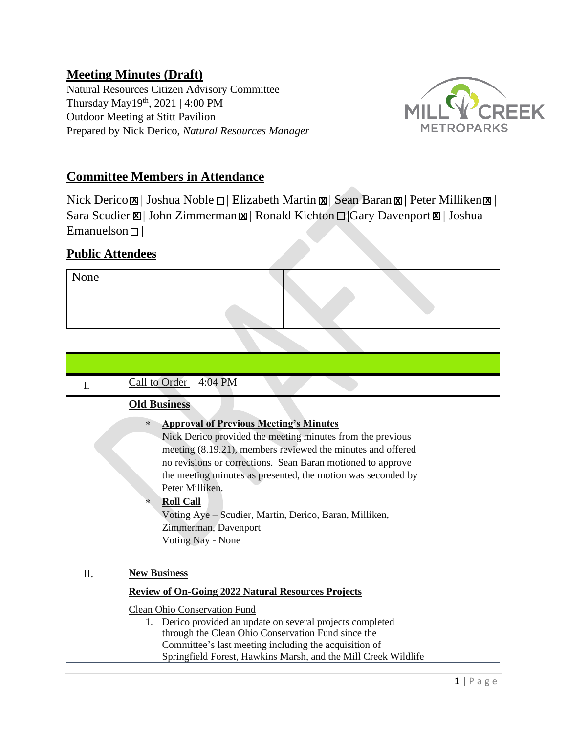## Meeting Minutes (Draft)

Natural Resources Citizen Advisory Committee
Thursday May19th, 2021 | 4:00 PM
Outdoor Meeting at Stitt Pavilion
Prepared by Nick Derico, *Natural Resources Manager*

## Committee Members in Attendance

Nick Derico ☒ | Joshua Noble ☐ | Elizabeth Martin ☒ | Sean Baran ☒ | Peter Milliken ☒ | Sara Scudier ☒ | John Zimmerman ☒ | Ronald Kichton ☐ |Gary Davenport ☒ | Joshua Emanuelson ☐ |

## Public Attendees

| None | |
|---|---|
| | |
| | |
| | |

I. Call to Order – 4:04 PM

**Old Business**

- **Approval of Previous Meeting's Minutes**
  Nick Derico provided the meeting minutes from the previous meeting (8.19.21), members reviewed the minutes and offered no revisions or corrections. Sean Baran motioned to approve the meeting minutes as presented, the motion was seconded by Peter Milliken.
- **Roll Call**
  Voting Aye – Scudier, Martin, Derico, Baran, Milliken, Zimmerman, Davenport
  Voting Nay - None

II. **New Business**

**Review of On-Going 2022 Natural Resources Projects**

Clean Ohio Conservation Fund

1. Derico provided an update on several projects completed through the Clean Ohio Conservation Fund since the Committee's last meeting including the acquisition of Springfield Forest, Hawkins Marsh, and the Mill Creek Wildlife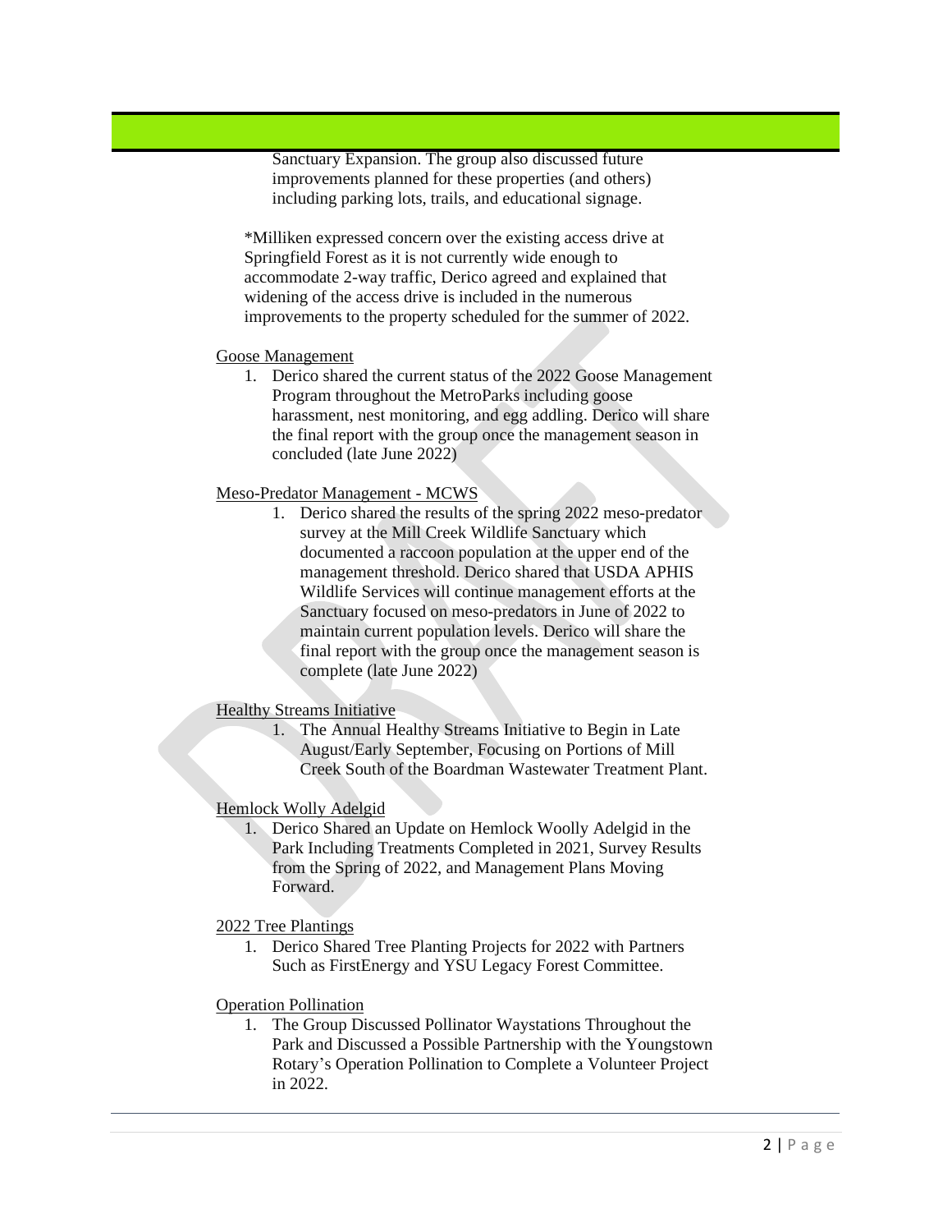Sanctuary Expansion. The group also discussed future improvements planned for these properties (and others) including parking lots, trails, and educational signage.

*Milliken expressed concern over the existing access drive at Springfield Forest as it is not currently wide enough to accommodate 2-way traffic, Derico agreed and explained that widening of the access drive is included in the numerous improvements to the property scheduled for the summer of 2022.

<u>Goose Management</u>

1. Derico shared the current status of the 2022 Goose Management Program throughout the MetroParks including goose harassment, nest monitoring, and egg addling. Derico will share the final report with the group once the management season in concluded (late June 2022)

<u>Meso-Predator Management - MCWS</u>

1. Derico shared the results of the spring 2022 meso-predator survey at the Mill Creek Wildlife Sanctuary which documented a raccoon population at the upper end of the management threshold. Derico shared that USDA APHIS Wildlife Services will continue management efforts at the Sanctuary focused on meso-predators in June of 2022 to maintain current population levels. Derico will share the final report with the group once the management season is complete (late June 2022)

<u>Healthy Streams Initiative</u>

1. The Annual Healthy Streams Initiative to Begin in Late August/Early September, Focusing on Portions of Mill Creek South of the Boardman Wastewater Treatment Plant.

<u>Hemlock Wolly Adelgid</u>

1. Derico Shared an Update on Hemlock Woolly Adelgid in the Park Including Treatments Completed in 2021, Survey Results from the Spring of 2022, and Management Plans Moving Forward.

<u>2022 Tree Plantings</u>

1. Derico Shared Tree Planting Projects for 2022 with Partners Such as FirstEnergy and YSU Legacy Forest Committee.

<u>Operation Pollination</u>

1. The Group Discussed Pollinator Waystations Throughout the Park and Discussed a Possible Partnership with the Youngstown Rotary's Operation Pollination to Complete a Volunteer Project in 2022.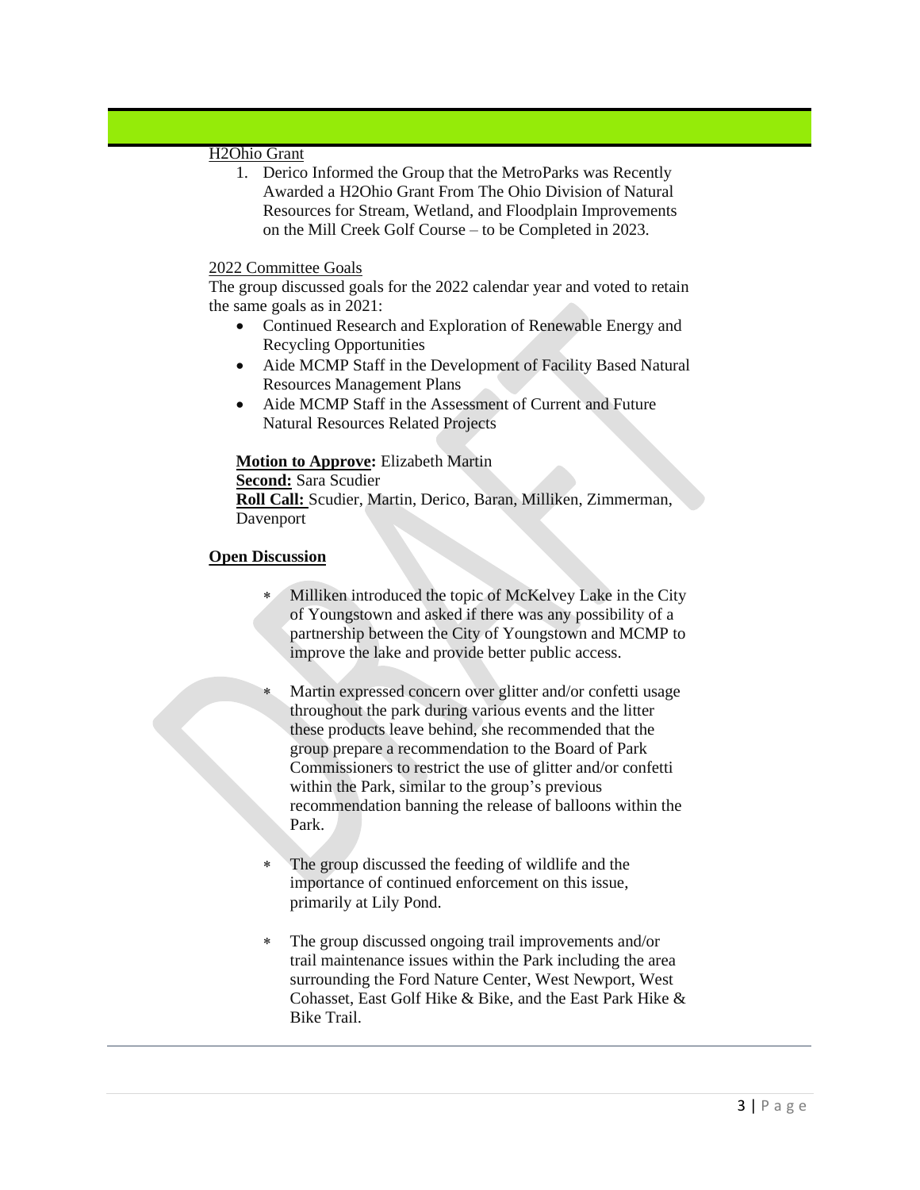H2Ohio Grant

1. Derico Informed the Group that the MetroParks was Recently Awarded a H2Ohio Grant From The Ohio Division of Natural Resources for Stream, Wetland, and Floodplain Improvements on the Mill Creek Golf Course – to be Completed in 2023.

2022 Committee Goals

The group discussed goals for the 2022 calendar year and voted to retain the same goals as in 2021:

- Continued Research and Exploration of Renewable Energy and Recycling Opportunities
- Aide MCMP Staff in the Development of Facility Based Natural Resources Management Plans
- Aide MCMP Staff in the Assessment of Current and Future Natural Resources Related Projects

**Motion to Approve:** Elizabeth Martin
**Second:** Sara Scudier
**Roll Call:** Scudier, Martin, Derico, Baran, Milliken, Zimmerman, Davenport

**Open Discussion**

- Milliken introduced the topic of McKelvey Lake in the City of Youngstown and asked if there was any possibility of a partnership between the City of Youngstown and MCMP to improve the lake and provide better public access.

- Martin expressed concern over glitter and/or confetti usage throughout the park during various events and the litter these products leave behind, she recommended that the group prepare a recommendation to the Board of Park Commissioners to restrict the use of glitter and/or confetti within the Park, similar to the group's previous recommendation banning the release of balloons within the Park.

- The group discussed the feeding of wildlife and the importance of continued enforcement on this issue, primarily at Lily Pond.

- The group discussed ongoing trail improvements and/or trail maintenance issues within the Park including the area surrounding the Ford Nature Center, West Newport, West Cohasset, East Golf Hike & Bike, and the East Park Hike & Bike Trail.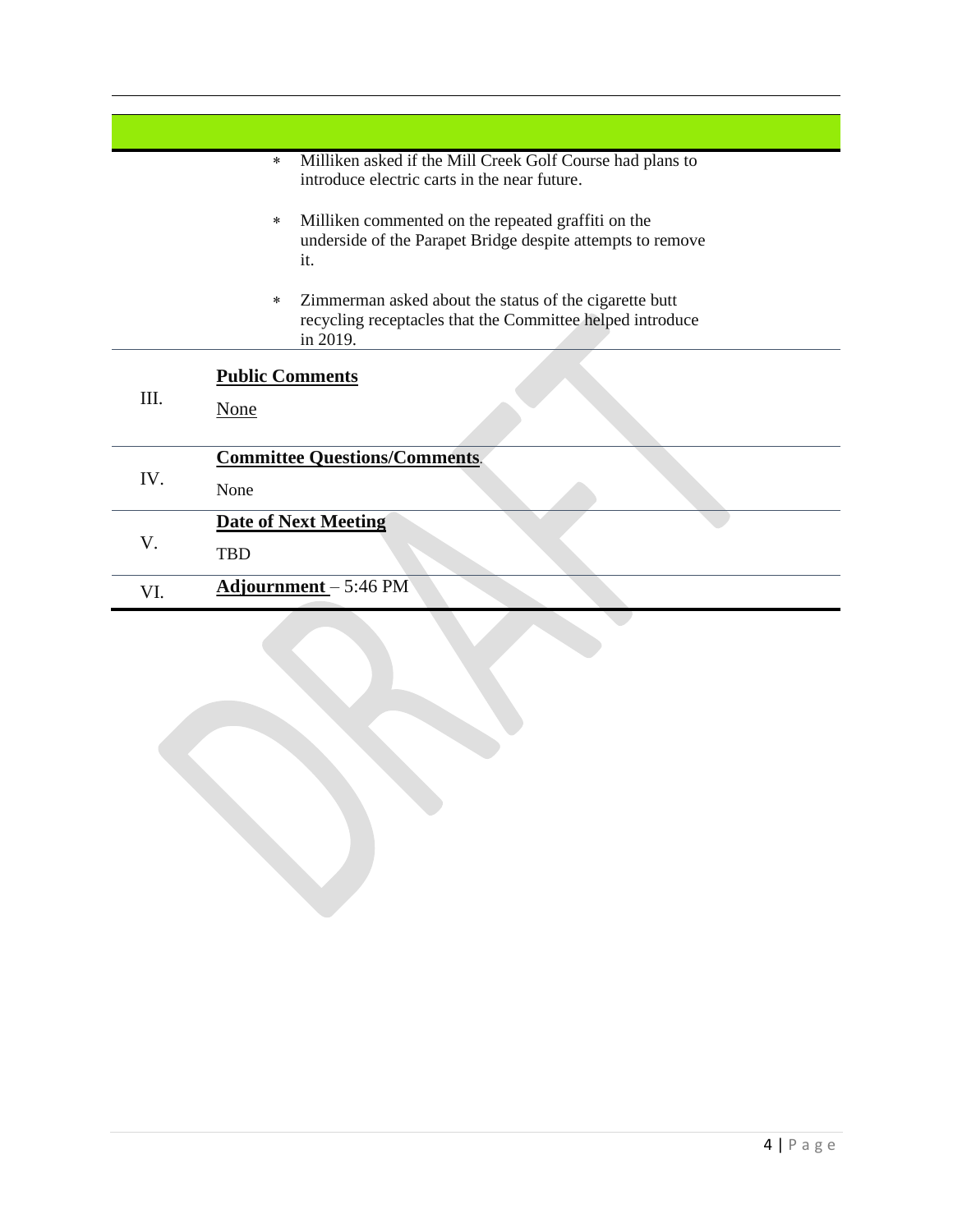| | |
|---|---|
| | * Milliken asked if the Mill Creek Golf Course had plans to introduce electric carts in the near future.<br><br>* Milliken commented on the repeated graffiti on the underside of the Parapet Bridge despite attempts to remove it.<br><br>* Zimmerman asked about the status of the cigarette butt recycling receptacles that the Committee helped introduce in 2019. |
| III. | **Public Comments**<br><br>None |
| IV. | **Committee Questions/Comments**.<br><br>None |
| V. | **Date of Next Meeting**<br><br>TBD |
| VI. | **Adjournment** – 5:46 PM |

DRAFT